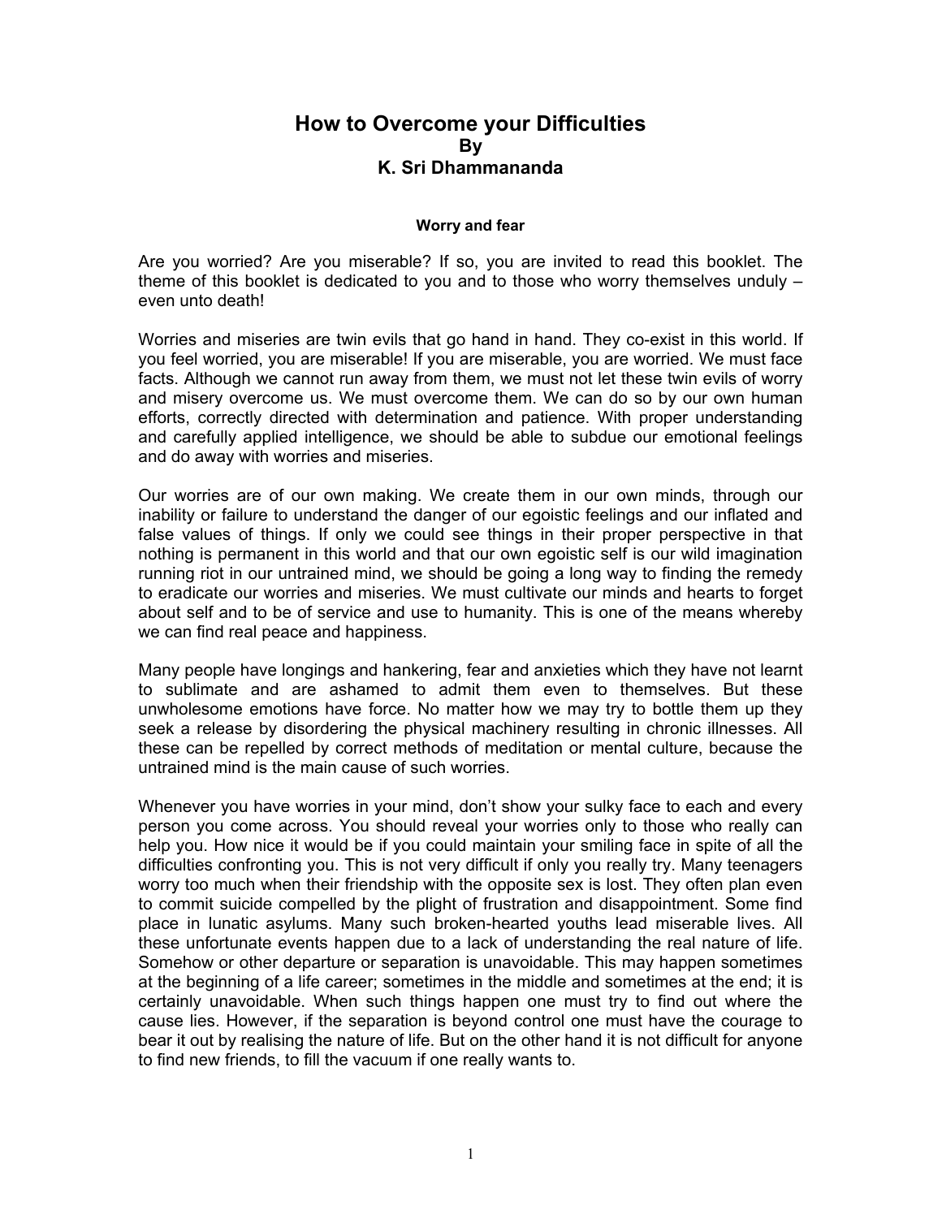# How to Overcome your Difficulties

**By**

**K. Sri Dhammananda**

### Worry and fear

Are you worried? Are you miserable? If so, you are invited to read this booklet. The theme of this booklet is dedicated to you and to those who worry themselves unduly – even unto death!

Worries and miseries are twin evils that go hand in hand. They co-exist in this world. If you feel worried, you are miserable! If you are miserable, you are worried. We must face facts. Although we cannot run away from them, we must not let these twin evils of worry and misery overcome us. We must overcome them. We can do so by our own human efforts, correctly directed with determination and patience. With proper understanding and carefully applied intelligence, we should be able to subdue our emotional feelings and do away with worries and miseries.

Our worries are of our own making. We create them in our own minds, through our inability or failure to understand the danger of our egoistic feelings and our inflated and false values of things. If only we could see things in their proper perspective in that nothing is permanent in this world and that our own egoistic self is our wild imagination running riot in our untrained mind, we should be going a long way to finding the remedy to eradicate our worries and miseries. We must cultivate our minds and hearts to forget about self and to be of service and use to humanity. This is one of the means whereby we can find real peace and happiness.

Many people have longings and hankering, fear and anxieties which they have not learnt to sublimate and are ashamed to admit them even to themselves. But these unwholesome emotions have force. No matter how we may try to bottle them up they seek a release by disordering the physical machinery resulting in chronic illnesses. All these can be repelled by correct methods of meditation or mental culture, because the untrained mind is the main cause of such worries.

Whenever you have worries in your mind, don't show your sulky face to each and every person you come across. You should reveal your worries only to those who really can help you. How nice it would be if you could maintain your smiling face in spite of all the difficulties confronting you. This is not very difficult if only you really try. Many teenagers worry too much when their friendship with the opposite sex is lost. They often plan even to commit suicide compelled by the plight of frustration and disappointment. Some find place in lunatic asylums. Many such broken-hearted youths lead miserable lives. All these unfortunate events happen due to a lack of understanding the real nature of life. Somehow or other departure or separation is unavoidable. This may happen sometimes at the beginning of a life career; sometimes in the middle and sometimes at the end; it is certainly unavoidable. When such things happen one must try to find out where the cause lies. However, if the separation is beyond control one must have the courage to bear it out by realising the nature of life. But on the other hand it is not difficult for anyone to find new friends, to fill the vacuum if one really wants to.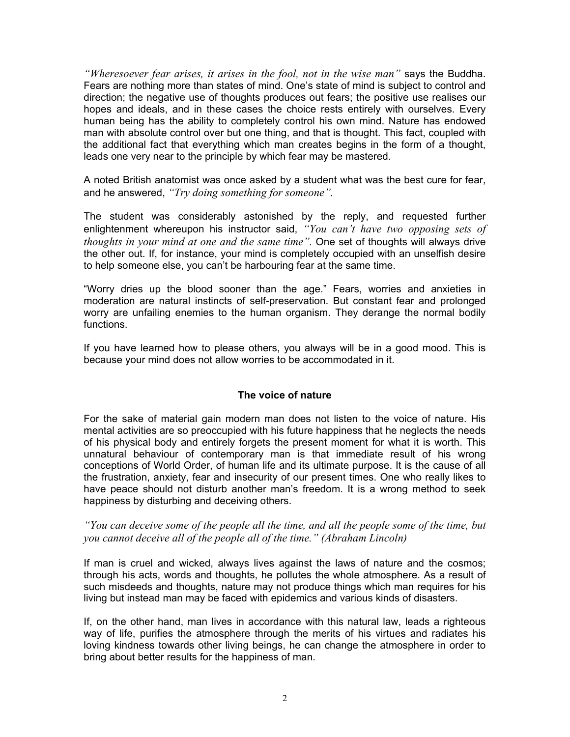*"Wheresoever fear arises, it arises in the fool, not in the wise man"* says the Buddha. Fears are nothing more than states of mind. One's state of mind is subject to control and direction; the negative use of thoughts produces out fears; the positive use realises our hopes and ideals, and in these cases the choice rests entirely with ourselves. Every human being has the ability to completely control his own mind. Nature has endowed man with absolute control over but one thing, and that is thought. This fact, coupled with the additional fact that everything which man creates begins in the form of a thought, leads one very near to the principle by which fear may be mastered.

A noted British anatomist was once asked by a student what was the best cure for fear, and he answered, *"Try doing something for someone".*

The student was considerably astonished by the reply, and requested further enlightenment whereupon his instructor said, *"You can't have two opposing sets of thoughts in your mind at one and the same time".* One set of thoughts will always drive the other out. If, for instance, your mind is completely occupied with an unselfish desire to help someone else, you can't be harbouring fear at the same time.

"Worry dries up the blood sooner than the age." Fears, worries and anxieties in moderation are natural instincts of self-preservation. But constant fear and prolonged worry are unfailing enemies to the human organism. They derange the normal bodily functions.

If you have learned how to please others, you always will be in a good mood. This is because your mind does not allow worries to be accommodated in it.

### The voice of nature

For the sake of material gain modern man does not listen to the voice of nature. His mental activities are so preoccupied with his future happiness that he neglects the needs of his physical body and entirely forgets the present moment for what it is worth. This unnatural behaviour of contemporary man is that immediate result of his wrong conceptions of World Order, of human life and its ultimate purpose. It is the cause of all the frustration, anxiety, fear and insecurity of our present times. One who really likes to have peace should not disturb another man's freedom. It is a wrong method to seek happiness by disturbing and deceiving others.

*"You can deceive some of the people all the time, and all the people some of the time, but you cannot deceive all of the people all of the time." (Abraham Lincoln)*

If man is cruel and wicked, always lives against the laws of nature and the cosmos; through his acts, words and thoughts, he pollutes the whole atmosphere. As a result of such misdeeds and thoughts, nature may not produce things which man requires for his living but instead man may be faced with epidemics and various kinds of disasters.

If, on the other hand, man lives in accordance with this natural law, leads a righteous way of life, purifies the atmosphere through the merits of his virtues and radiates his loving kindness towards other living beings, he can change the atmosphere in order to bring about better results for the happiness of man.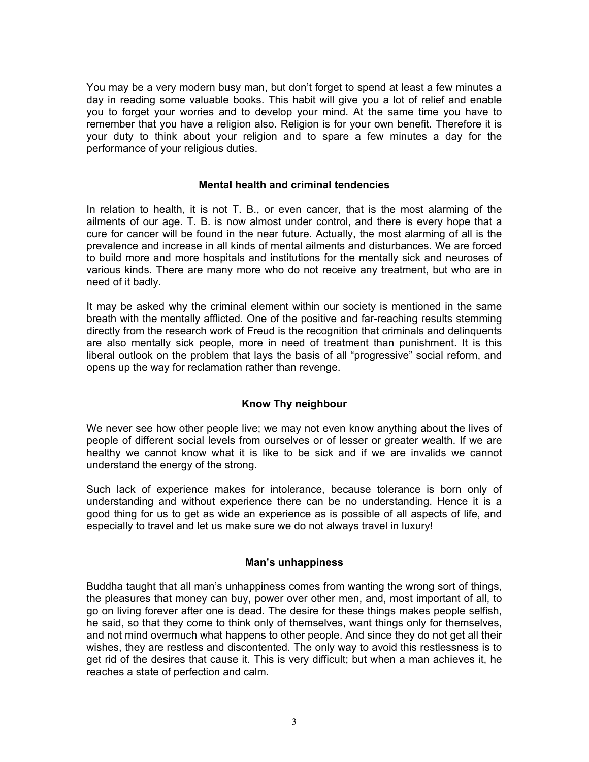You may be a very modern busy man, but don't forget to spend at least a few minutes a day in reading some valuable books. This habit will give you a lot of relief and enable you to forget your worries and to develop your mind. At the same time you have to remember that you have a religion also. Religion is for your own benefit. Therefore it is your duty to think about your religion and to spare a few minutes a day for the performance of your religious duties.

### Mental health and criminal tendencies

In relation to health, it is not T. B., or even cancer, that is the most alarming of the ailments of our age. T. B. is now almost under control, and there is every hope that a cure for cancer will be found in the near future. Actually, the most alarming of all is the prevalence and increase in all kinds of mental ailments and disturbances. We are forced to build more and more hospitals and institutions for the mentally sick and neuroses of various kinds. There are many more who do not receive any treatment, but who are in need of it badly.

It may be asked why the criminal element within our society is mentioned in the same breath with the mentally afflicted. One of the positive and far-reaching results stemming directly from the research work of Freud is the recognition that criminals and delinquents are also mentally sick people, more in need of treatment than punishment. It is this liberal outlook on the problem that lays the basis of all "progressive" social reform, and opens up the way for reclamation rather than revenge.

### Know Thy neighbour

We never see how other people live; we may not even know anything about the lives of people of different social levels from ourselves or of lesser or greater wealth. If we are healthy we cannot know what it is like to be sick and if we are invalids we cannot understand the energy of the strong.

Such lack of experience makes for intolerance, because tolerance is born only of understanding and without experience there can be no understanding. Hence it is a good thing for us to get as wide an experience as is possible of all aspects of life, and especially to travel and let us make sure we do not always travel in luxury!

### Man's unhappiness

Buddha taught that all man's unhappiness comes from wanting the wrong sort of things, the pleasures that money can buy, power over other men, and, most important of all, to go on living forever after one is dead. The desire for these things makes people selfish, he said, so that they come to think only of themselves, want things only for themselves, and not mind overmuch what happens to other people. And since they do not get all their wishes, they are restless and discontented. The only way to avoid this restlessness is to get rid of the desires that cause it. This is very difficult; but when a man achieves it, he reaches a state of perfection and calm.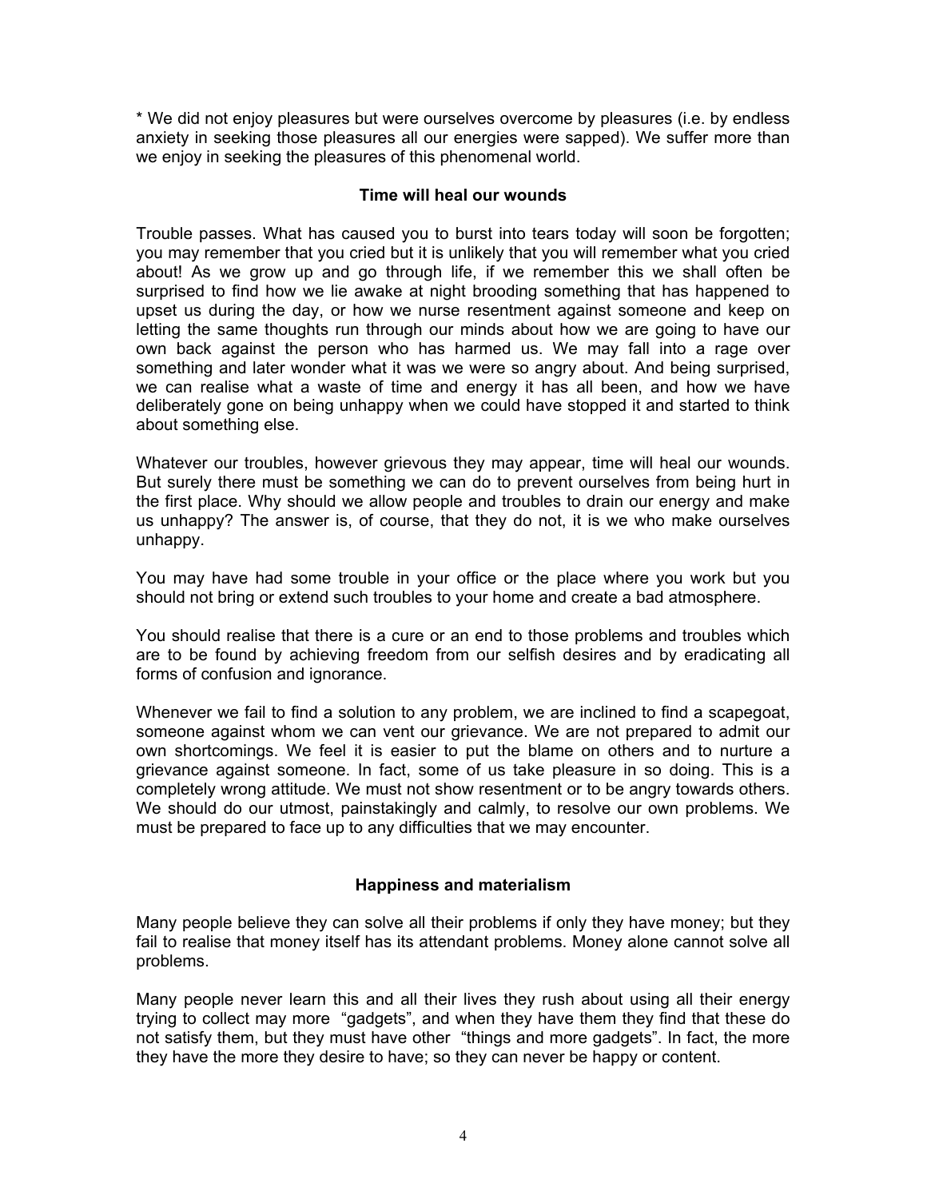* We did not enjoy pleasures but were ourselves overcome by pleasures (i.e. by endless anxiety in seeking those pleasures all our energies were sapped). We suffer more than we enjoy in seeking the pleasures of this phenomenal world.

### Time will heal our wounds

Trouble passes. What has caused you to burst into tears today will soon be forgotten; you may remember that you cried but it is unlikely that you will remember what you cried about! As we grow up and go through life, if we remember this we shall often be surprised to find how we lie awake at night brooding something that has happened to upset us during the day, or how we nurse resentment against someone and keep on letting the same thoughts run through our minds about how we are going to have our own back against the person who has harmed us. We may fall into a rage over something and later wonder what it was we were so angry about. And being surprised, we can realise what a waste of time and energy it has all been, and how we have deliberately gone on being unhappy when we could have stopped it and started to think about something else.

Whatever our troubles, however grievous they may appear, time will heal our wounds. But surely there must be something we can do to prevent ourselves from being hurt in the first place. Why should we allow people and troubles to drain our energy and make us unhappy? The answer is, of course, that they do not, it is we who make ourselves unhappy.

You may have had some trouble in your office or the place where you work but you should not bring or extend such troubles to your home and create a bad atmosphere.

You should realise that there is a cure or an end to those problems and troubles which are to be found by achieving freedom from our selfish desires and by eradicating all forms of confusion and ignorance.

Whenever we fail to find a solution to any problem, we are inclined to find a scapegoat, someone against whom we can vent our grievance. We are not prepared to admit our own shortcomings. We feel it is easier to put the blame on others and to nurture a grievance against someone. In fact, some of us take pleasure in so doing. This is a completely wrong attitude. We must not show resentment or to be angry towards others. We should do our utmost, painstakingly and calmly, to resolve our own problems. We must be prepared to face up to any difficulties that we may encounter.

### Happiness and materialism

Many people believe they can solve all their problems if only they have money; but they fail to realise that money itself has its attendant problems. Money alone cannot solve all problems.

Many people never learn this and all their lives they rush about using all their energy trying to collect may more "gadgets", and when they have them they find that these do not satisfy them, but they must have other "things and more gadgets". In fact, the more they have the more they desire to have; so they can never be happy or content.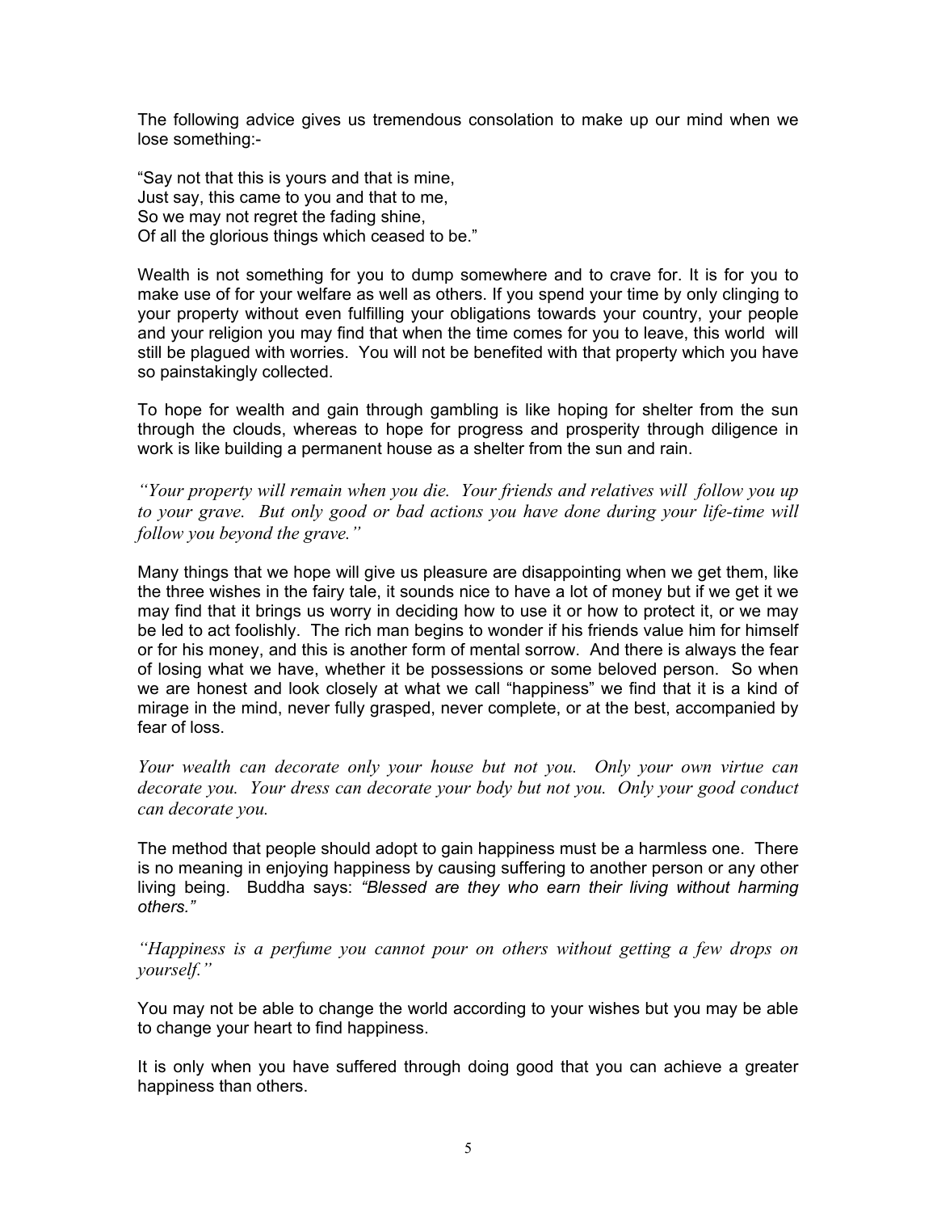The following advice gives us tremendous consolation to make up our mind when we lose something:-

"Say not that this is yours and that is mine,
Just say, this came to you and that to me,
So we may not regret the fading shine,
Of all the glorious things which ceased to be."

Wealth is not something for you to dump somewhere and to crave for. It is for you to make use of for your welfare as well as others. If you spend your time by only clinging to your property without even fulfilling your obligations towards your country, your people and your religion you may find that when the time comes for you to leave, this world will still be plagued with worries. You will not be benefited with that property which you have so painstakingly collected.

To hope for wealth and gain through gambling is like hoping for shelter from the sun through the clouds, whereas to hope for progress and prosperity through diligence in work is like building a permanent house as a shelter from the sun and rain.

*"Your property will remain when you die. Your friends and relatives will follow you up to your grave. But only good or bad actions you have done during your life-time will follow you beyond the grave."*

Many things that we hope will give us pleasure are disappointing when we get them, like the three wishes in the fairy tale, it sounds nice to have a lot of money but if we get it we may find that it brings us worry in deciding how to use it or how to protect it, or we may be led to act foolishly. The rich man begins to wonder if his friends value him for himself or for his money, and this is another form of mental sorrow. And there is always the fear of losing what we have, whether it be possessions or some beloved person. So when we are honest and look closely at what we call "happiness" we find that it is a kind of mirage in the mind, never fully grasped, never complete, or at the best, accompanied by fear of loss.

*Your wealth can decorate only your house but not you. Only your own virtue can decorate you. Your dress can decorate your body but not you. Only your good conduct can decorate you.*

The method that people should adopt to gain happiness must be a harmless one. There is no meaning in enjoying happiness by causing suffering to another person or any other living being. Buddha says: *"Blessed are they who earn their living without harming others."*

*"Happiness is a perfume you cannot pour on others without getting a few drops on yourself."*

You may not be able to change the world according to your wishes but you may be able to change your heart to find happiness.

It is only when you have suffered through doing good that you can achieve a greater happiness than others.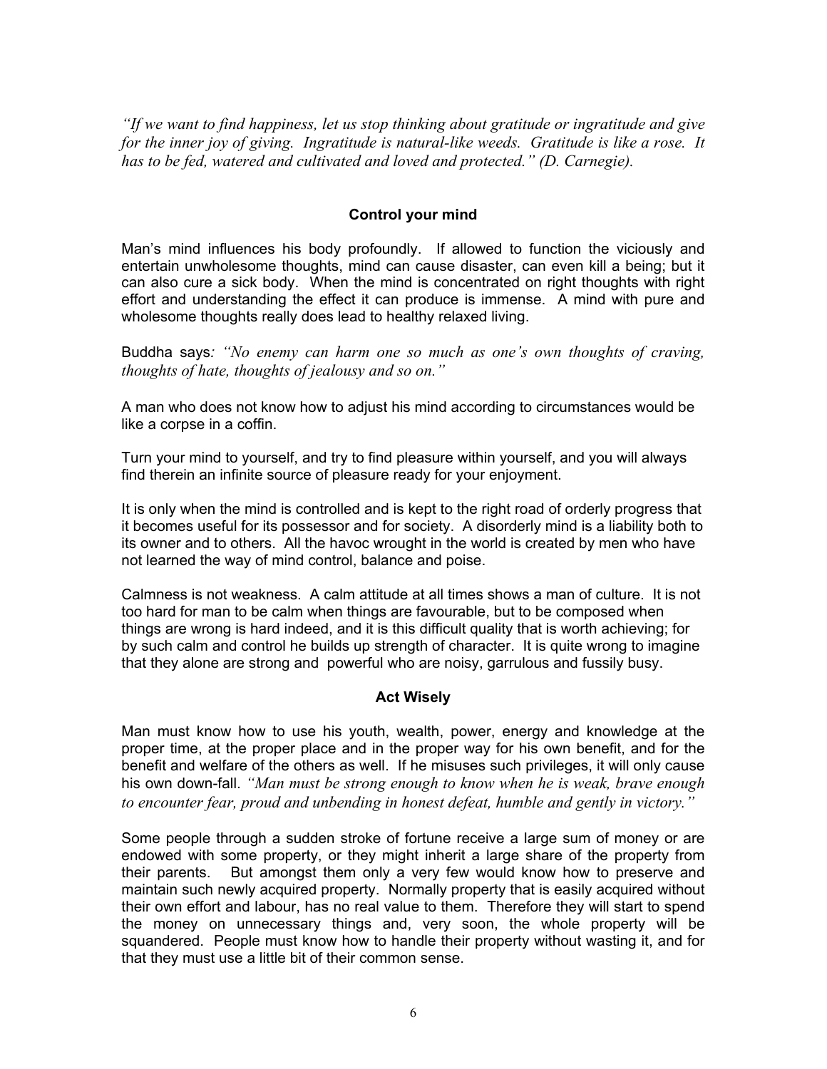*"If we want to find happiness, let us stop thinking about gratitude or ingratitude and give for the inner joy of giving. Ingratitude is natural-like weeds. Gratitude is like a rose. It has to be fed, watered and cultivated and loved and protected." (D. Carnegie).*

### Control your mind

Man's mind influences his body profoundly. If allowed to function the viciously and entertain unwholesome thoughts, mind can cause disaster, can even kill a being; but it can also cure a sick body. When the mind is concentrated on right thoughts with right effort and understanding the effect it can produce is immense. A mind with pure and wholesome thoughts really does lead to healthy relaxed living.

Buddha says*: "No enemy can harm one so much as one's own thoughts of craving, thoughts of hate, thoughts of jealousy and so on."*

A man who does not know how to adjust his mind according to circumstances would be like a corpse in a coffin.

Turn your mind to yourself, and try to find pleasure within yourself, and you will always find therein an infinite source of pleasure ready for your enjoyment.

It is only when the mind is controlled and is kept to the right road of orderly progress that it becomes useful for its possessor and for society. A disorderly mind is a liability both to its owner and to others. All the havoc wrought in the world is created by men who have not learned the way of mind control, balance and poise.

Calmness is not weakness. A calm attitude at all times shows a man of culture. It is not too hard for man to be calm when things are favourable, but to be composed when things are wrong is hard indeed, and it is this difficult quality that is worth achieving; for by such calm and control he builds up strength of character. It is quite wrong to imagine that they alone are strong and powerful who are noisy, garrulous and fussily busy.

### Act Wisely

Man must know how to use his youth, wealth, power, energy and knowledge at the proper time, at the proper place and in the proper way for his own benefit, and for the benefit and welfare of the others as well. If he misuses such privileges, it will only cause his own down-fall. *"Man must be strong enough to know when he is weak, brave enough to encounter fear, proud and unbending in honest defeat, humble and gently in victory."*

Some people through a sudden stroke of fortune receive a large sum of money or are endowed with some property, or they might inherit a large share of the property from their parents. But amongst them only a very few would know how to preserve and maintain such newly acquired property. Normally property that is easily acquired without their own effort and labour, has no real value to them. Therefore they will start to spend the money on unnecessary things and, very soon, the whole property will be squandered. People must know how to handle their property without wasting it, and for that they must use a little bit of their common sense.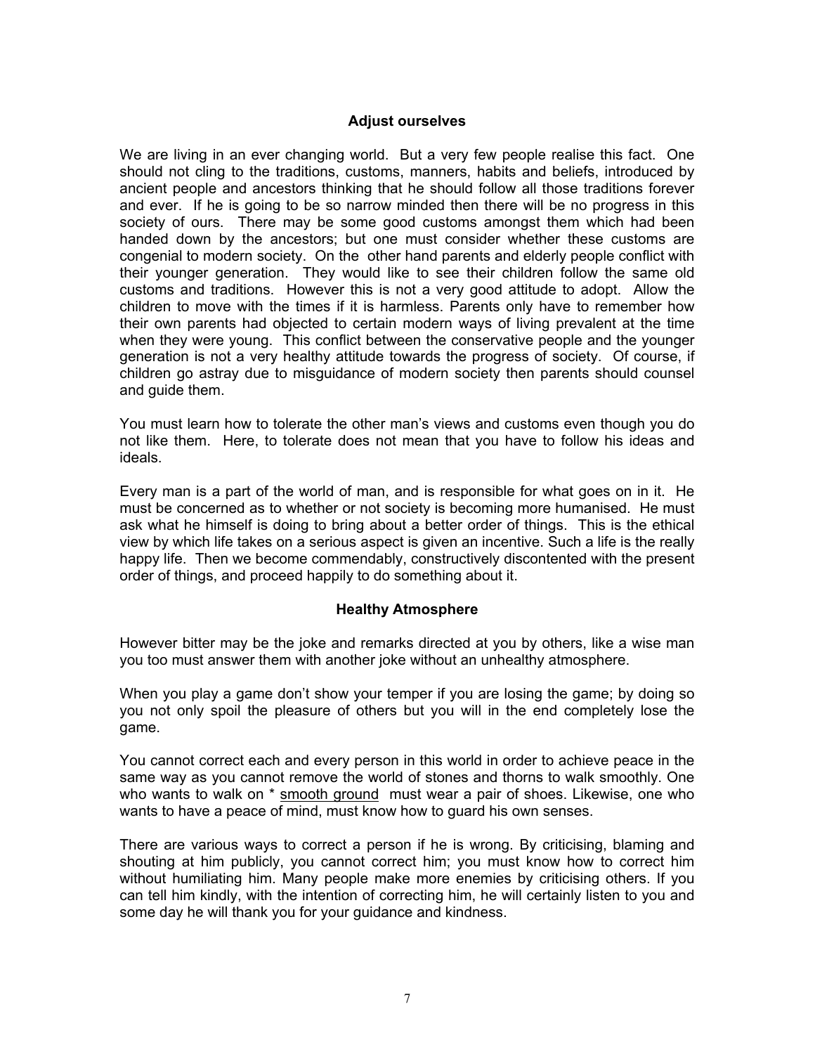## Adjust ourselves

We are living in an ever changing world. But a very few people realise this fact. One should not cling to the traditions, customs, manners, habits and beliefs, introduced by ancient people and ancestors thinking that he should follow all those traditions forever and ever. If he is going to be so narrow minded then there will be no progress in this society of ours. There may be some good customs amongst them which had been handed down by the ancestors; but one must consider whether these customs are congenial to modern society. On the other hand parents and elderly people conflict with their younger generation. They would like to see their children follow the same old customs and traditions. However this is not a very good attitude to adopt. Allow the children to move with the times if it is harmless. Parents only have to remember how their own parents had objected to certain modern ways of living prevalent at the time when they were young. This conflict between the conservative people and the younger generation is not a very healthy attitude towards the progress of society. Of course, if children go astray due to misguidance of modern society then parents should counsel and guide them.

You must learn how to tolerate the other man's views and customs even though you do not like them. Here, to tolerate does not mean that you have to follow his ideas and ideals.

Every man is a part of the world of man, and is responsible for what goes on in it. He must be concerned as to whether or not society is becoming more humanised. He must ask what he himself is doing to bring about a better order of things. This is the ethical view by which life takes on a serious aspect is given an incentive. Such a life is the really happy life. Then we become commendably, constructively discontented with the present order of things, and proceed happily to do something about it.

## Healthy Atmosphere

However bitter may be the joke and remarks directed at you by others, like a wise man you too must answer them with another joke without an unhealthy atmosphere.

When you play a game don't show your temper if you are losing the game; by doing so you not only spoil the pleasure of others but you will in the end completely lose the game.

You cannot correct each and every person in this world in order to achieve peace in the same way as you cannot remove the world of stones and thorns to walk smoothly. One who wants to walk on * <u>smooth ground</u> must wear a pair of shoes. Likewise, one who wants to have a peace of mind, must know how to guard his own senses.

There are various ways to correct a person if he is wrong. By criticising, blaming and shouting at him publicly, you cannot correct him; you must know how to correct him without humiliating him. Many people make more enemies by criticising others. If you can tell him kindly, with the intention of correcting him, he will certainly listen to you and some day he will thank you for your guidance and kindness.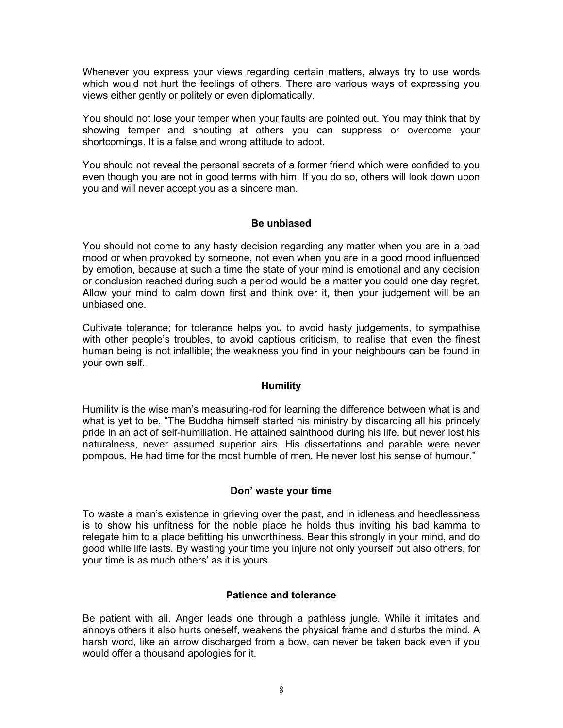Whenever you express your views regarding certain matters, always try to use words which would not hurt the feelings of others. There are various ways of expressing you views either gently or politely or even diplomatically.

You should not lose your temper when your faults are pointed out. You may think that by showing temper and shouting at others you can suppress or overcome your shortcomings. It is a false and wrong attitude to adopt.

You should not reveal the personal secrets of a former friend which were confided to you even though you are not in good terms with him. If you do so, others will look down upon you and will never accept you as a sincere man.

### Be unbiased

You should not come to any hasty decision regarding any matter when you are in a bad mood or when provoked by someone, not even when you are in a good mood influenced by emotion, because at such a time the state of your mind is emotional and any decision or conclusion reached during such a period would be a matter you could one day regret. Allow your mind to calm down first and think over it, then your judgement will be an unbiased one.

Cultivate tolerance; for tolerance helps you to avoid hasty judgements, to sympathise with other people's troubles, to avoid captious criticism, to realise that even the finest human being is not infallible; the weakness you find in your neighbours can be found in your own self.

### Humility

Humility is the wise man's measuring-rod for learning the difference between what is and what is yet to be. "The Buddha himself started his ministry by discarding all his princely pride in an act of self-humiliation. He attained sainthood during his life, but never lost his naturalness, never assumed superior airs. His dissertations and parable were never pompous. He had time for the most humble of men. He never lost his sense of humour."

### Don' waste your time

To waste a man's existence in grieving over the past, and in idleness and heedlessness is to show his unfitness for the noble place he holds thus inviting his bad kamma to relegate him to a place befitting his unworthiness. Bear this strongly in your mind, and do good while life lasts. By wasting your time you injure not only yourself but also others, for your time is as much others' as it is yours.

### Patience and tolerance

Be patient with all. Anger leads one through a pathless jungle. While it irritates and annoys others it also hurts oneself, weakens the physical frame and disturbs the mind. A harsh word, like an arrow discharged from a bow, can never be taken back even if you would offer a thousand apologies for it.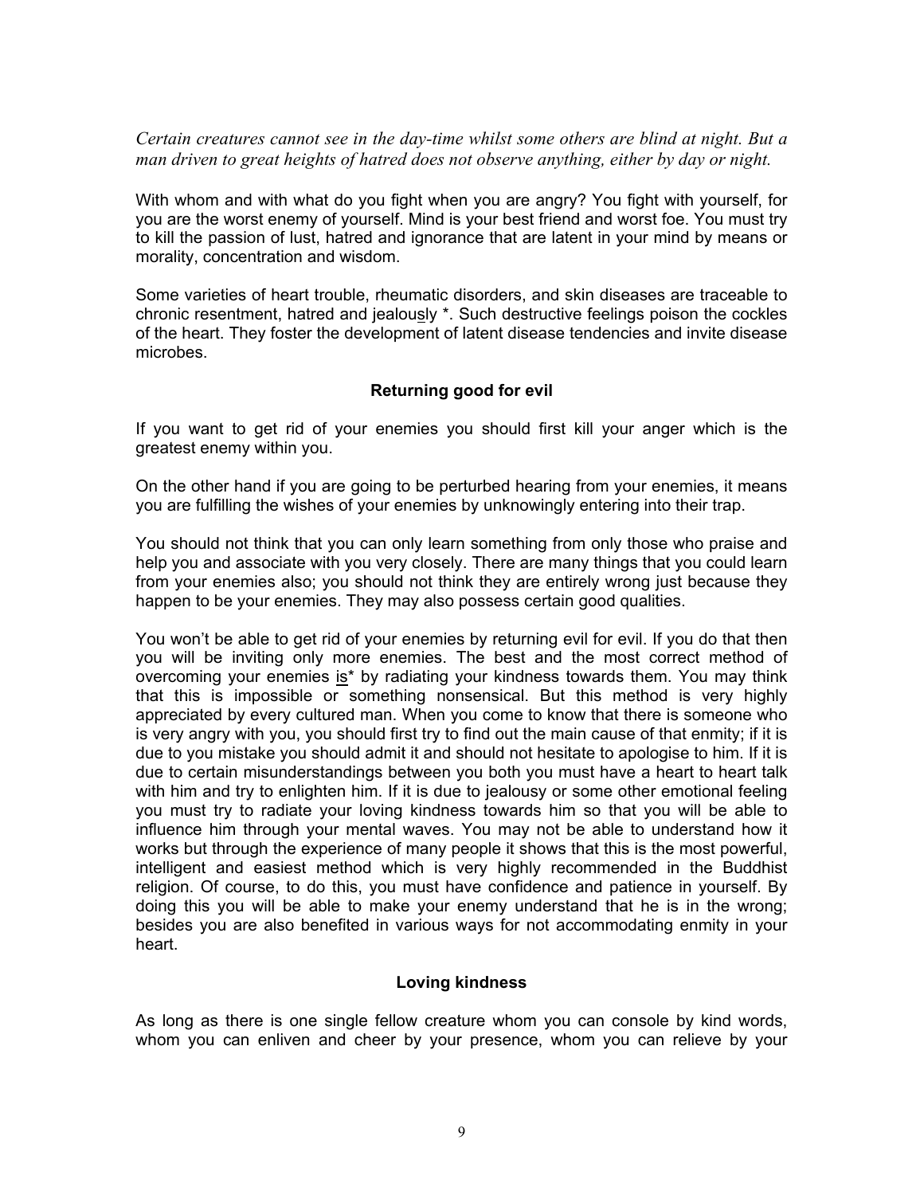*Certain creatures cannot see in the day-time whilst some others are blind at night. But a man driven to great heights of hatred does not observe anything, either by day or night.*

With whom and with what do you fight when you are angry? You fight with yourself, for you are the worst enemy of yourself. Mind is your best friend and worst foe. You must try to kill the passion of lust, hatred and ignorance that are latent in your mind by means or morality, concentration and wisdom.

Some varieties of heart trouble, rheumatic disorders, and skin diseases are traceable to chronic resentment, hatred and jealously *. Such destructive feelings poison the cockles of the heart. They foster the development of latent disease tendencies and invite disease microbes.

### Returning good for evil

If you want to get rid of your enemies you should first kill your anger which is the greatest enemy within you.

On the other hand if you are going to be perturbed hearing from your enemies, it means you are fulfilling the wishes of your enemies by unknowingly entering into their trap.

You should not think that you can only learn something from only those who praise and help you and associate with you very closely. There are many things that you could learn from your enemies also; you should not think they are entirely wrong just because they happen to be your enemies. They may also possess certain good qualities.

You won't be able to get rid of your enemies by returning evil for evil. If you do that then you will be inviting only more enemies. The best and the most correct method of overcoming your enemies <u>is</u>* by radiating your kindness towards them. You may think that this is impossible or something nonsensical. But this method is very highly appreciated by every cultured man. When you come to know that there is someone who is very angry with you, you should first try to find out the main cause of that enmity; if it is due to you mistake you should admit it and should not hesitate to apologise to him. If it is due to certain misunderstandings between you both you must have a heart to heart talk with him and try to enlighten him. If it is due to jealousy or some other emotional feeling you must try to radiate your loving kindness towards him so that you will be able to influence him through your mental waves. You may not be able to understand how it works but through the experience of many people it shows that this is the most powerful, intelligent and easiest method which is very highly recommended in the Buddhist religion. Of course, to do this, you must have confidence and patience in yourself. By doing this you will be able to make your enemy understand that he is in the wrong; besides you are also benefited in various ways for not accommodating enmity in your heart.

### Loving kindness

As long as there is one single fellow creature whom you can console by kind words, whom you can enliven and cheer by your presence, whom you can relieve by your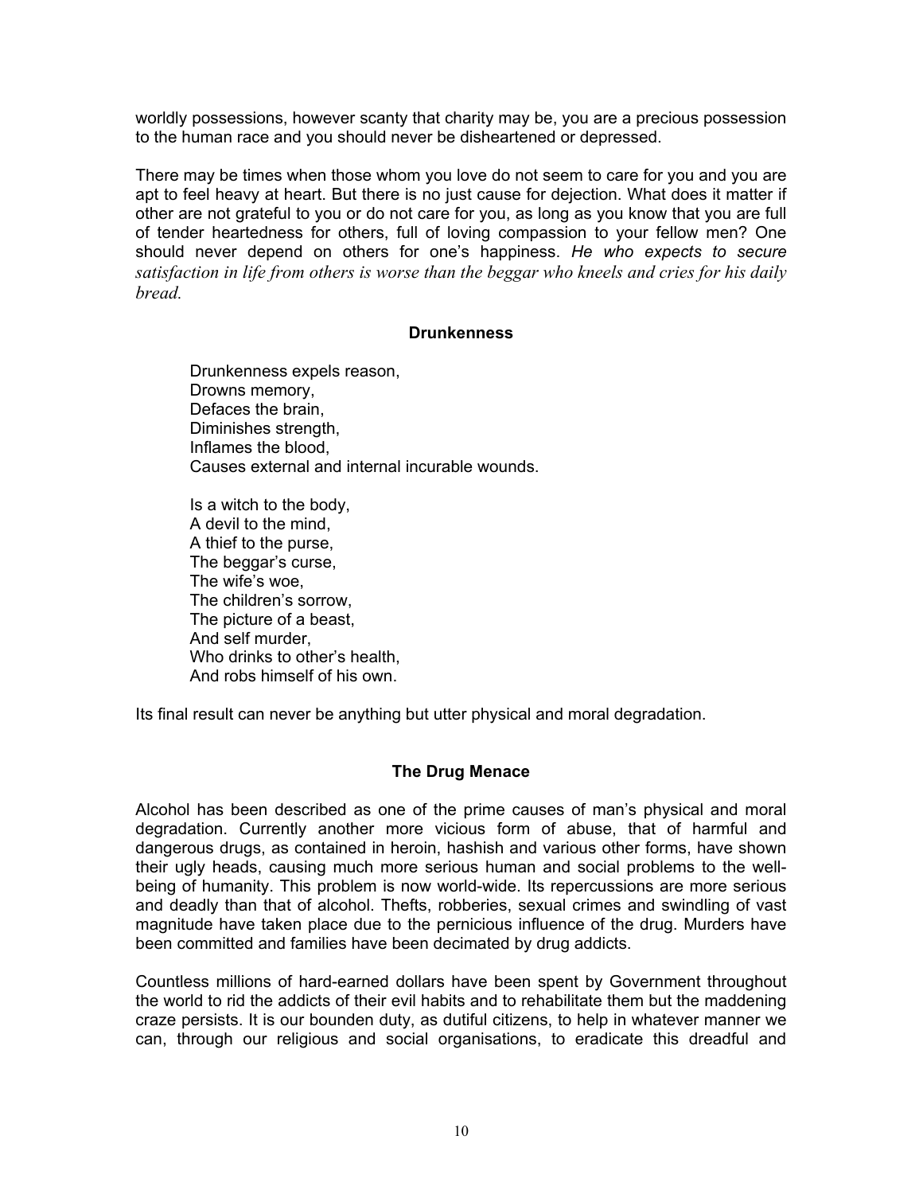worldly possessions, however scanty that charity may be, you are a precious possession to the human race and you should never be disheartened or depressed.

There may be times when those whom you love do not seem to care for you and you are apt to feel heavy at heart. But there is no just cause for dejection. What does it matter if other are not grateful to you or do not care for you, as long as you know that you are full of tender heartedness for others, full of loving compassion to your fellow men? One should never depend on others for one's happiness. *He who expects to secure satisfaction in life from others is worse than the beggar who kneels and cries for his daily bread.*

### Drunkenness

> Drunkenness expels reason,
> Drowns memory,
> Defaces the brain,
> Diminishes strength,
> Inflames the blood,
> Causes external and internal incurable wounds.
>
> Is a witch to the body,
> A devil to the mind,
> A thief to the purse,
> The beggar's curse,
> The wife's woe,
> The children's sorrow,
> The picture of a beast,
> And self murder,
> Who drinks to other's health,
> And robs himself of his own.

Its final result can never be anything but utter physical and moral degradation.

### The Drug Menace

Alcohol has been described as one of the prime causes of man's physical and moral degradation. Currently another more vicious form of abuse, that of harmful and dangerous drugs, as contained in heroin, hashish and various other forms, have shown their ugly heads, causing much more serious human and social problems to the well-being of humanity. This problem is now world-wide. Its repercussions are more serious and deadly than that of alcohol. Thefts, robberies, sexual crimes and swindling of vast magnitude have taken place due to the pernicious influence of the drug. Murders have been committed and families have been decimated by drug addicts.

Countless millions of hard-earned dollars have been spent by Government throughout the world to rid the addicts of their evil habits and to rehabilitate them but the maddening craze persists. It is our bounden duty, as dutiful citizens, to help in whatever manner we can, through our religious and social organisations, to eradicate this dreadful and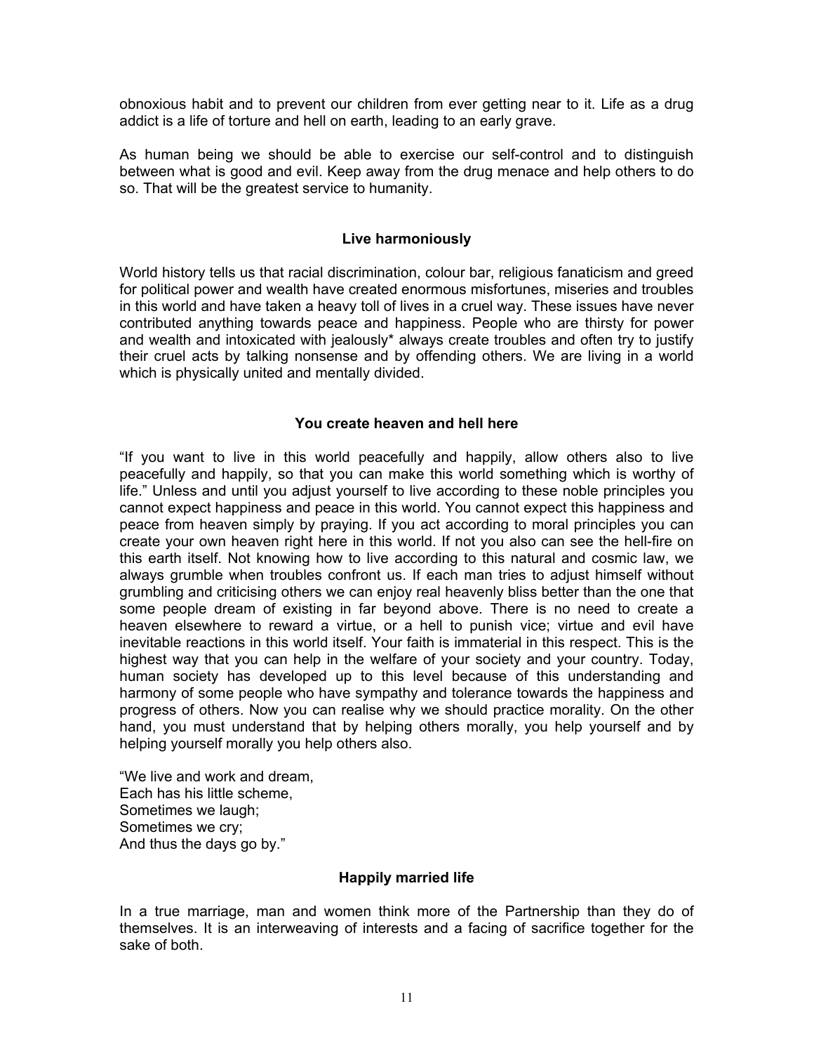obnoxious habit and to prevent our children from ever getting near to it. Life as a drug addict is a life of torture and hell on earth, leading to an early grave.

As human being we should be able to exercise our self-control and to distinguish between what is good and evil. Keep away from the drug menace and help others to do so. That will be the greatest service to humanity.

### Live harmoniously

World history tells us that racial discrimination, colour bar, religious fanaticism and greed for political power and wealth have created enormous misfortunes, miseries and troubles in this world and have taken a heavy toll of lives in a cruel way. These issues have never contributed anything towards peace and happiness. People who are thirsty for power and wealth and intoxicated with jealously* always create troubles and often try to justify their cruel acts by talking nonsense and by offending others. We are living in a world which is physically united and mentally divided.

### You create heaven and hell here

"If you want to live in this world peacefully and happily, allow others also to live peacefully and happily, so that you can make this world something which is worthy of life." Unless and until you adjust yourself to live according to these noble principles you cannot expect happiness and peace in this world. You cannot expect this happiness and peace from heaven simply by praying. If you act according to moral principles you can create your own heaven right here in this world. If not you also can see the hell-fire on this earth itself. Not knowing how to live according to this natural and cosmic law, we always grumble when troubles confront us. If each man tries to adjust himself without grumbling and criticising others we can enjoy real heavenly bliss better than the one that some people dream of existing in far beyond above. There is no need to create a heaven elsewhere to reward a virtue, or a hell to punish vice; virtue and evil have inevitable reactions in this world itself. Your faith is immaterial in this respect. This is the highest way that you can help in the welfare of your society and your country. Today, human society has developed up to this level because of this understanding and harmony of some people who have sympathy and tolerance towards the happiness and progress of others. Now you can realise why we should practice morality. On the other hand, you must understand that by helping others morally, you help yourself and by helping yourself morally you help others also.

"We live and work and dream,
Each has his little scheme,
Sometimes we laugh;
Sometimes we cry;
And thus the days go by."

### Happily married life

In a true marriage, man and women think more of the Partnership than they do of themselves. It is an interweaving of interests and a facing of sacrifice together for the sake of both.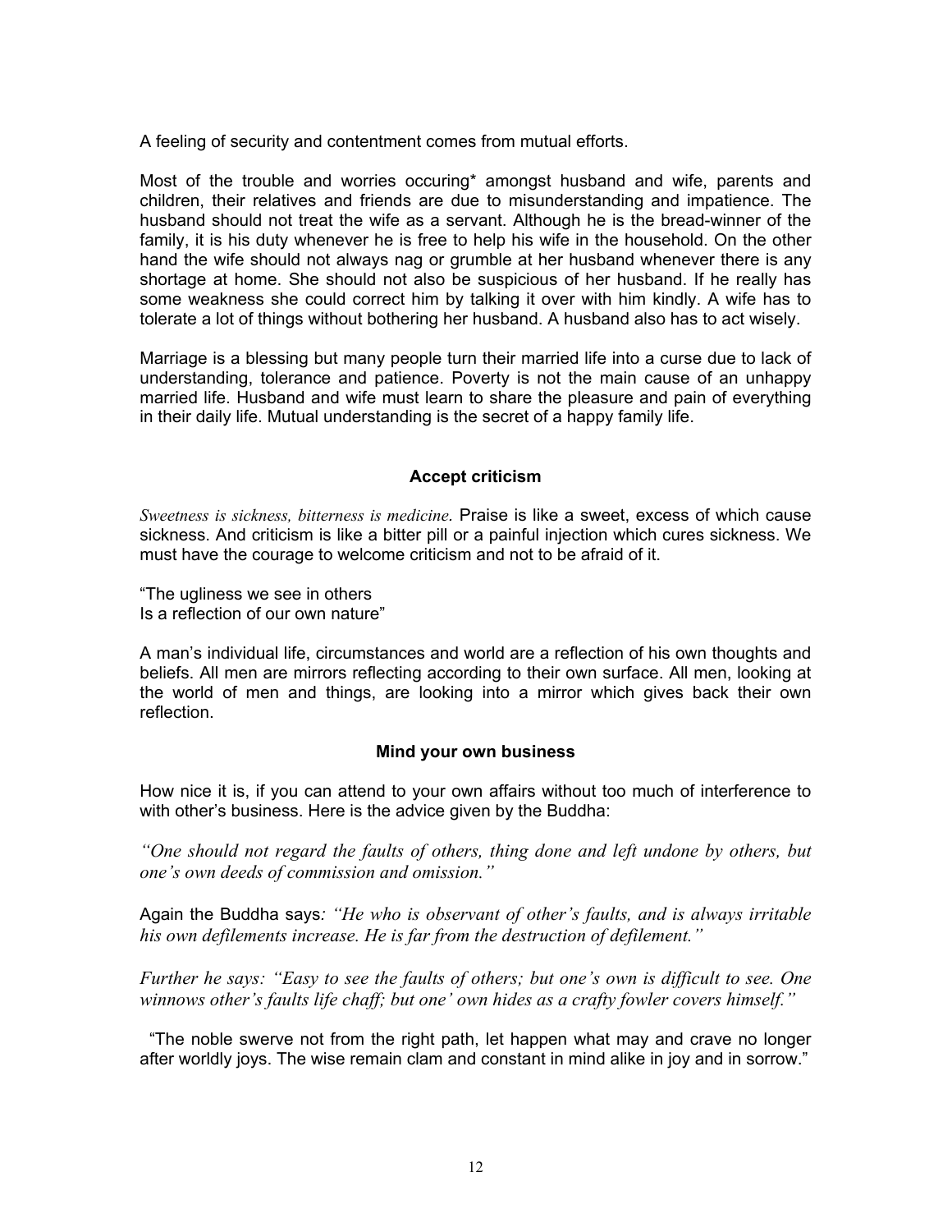A feeling of security and contentment comes from mutual efforts.

Most of the trouble and worries occuring* amongst husband and wife, parents and children, their relatives and friends are due to misunderstanding and impatience. The husband should not treat the wife as a servant. Although he is the bread-winner of the family, it is his duty whenever he is free to help his wife in the household. On the other hand the wife should not always nag or grumble at her husband whenever there is any shortage at home. She should not also be suspicious of her husband. If he really has some weakness she could correct him by talking it over with him kindly. A wife has to tolerate a lot of things without bothering her husband. A husband also has to act wisely.

Marriage is a blessing but many people turn their married life into a curse due to lack of understanding, tolerance and patience. Poverty is not the main cause of an unhappy married life. Husband and wife must learn to share the pleasure and pain of everything in their daily life. Mutual understanding is the secret of a happy family life.

### Accept criticism

*Sweetness is sickness, bitterness is medicine.* Praise is like a sweet, excess of which cause sickness. And criticism is like a bitter pill or a painful injection which cures sickness. We must have the courage to welcome criticism and not to be afraid of it.

"The ugliness we see in others
Is a reflection of our own nature"

A man's individual life, circumstances and world are a reflection of his own thoughts and beliefs. All men are mirrors reflecting according to their own surface. All men, looking at the world of men and things, are looking into a mirror which gives back their own reflection.

### Mind your own business

How nice it is, if you can attend to your own affairs without too much of interference to with other's business. Here is the advice given by the Buddha:

*"One should not regard the faults of others, thing done and left undone by others, but one's own deeds of commission and omission."*

Again the Buddha says*: "He who is observant of other's faults, and is always irritable his own defilements increase. He is far from the destruction of defilement."*

*Further he says: "Easy to see the faults of others; but one's own is difficult to see. One winnows other's faults life chaff; but one' own hides as a crafty fowler covers himself."*

"The noble swerve not from the right path, let happen what may and crave no longer after worldly joys. The wise remain clam and constant in mind alike in joy and in sorrow."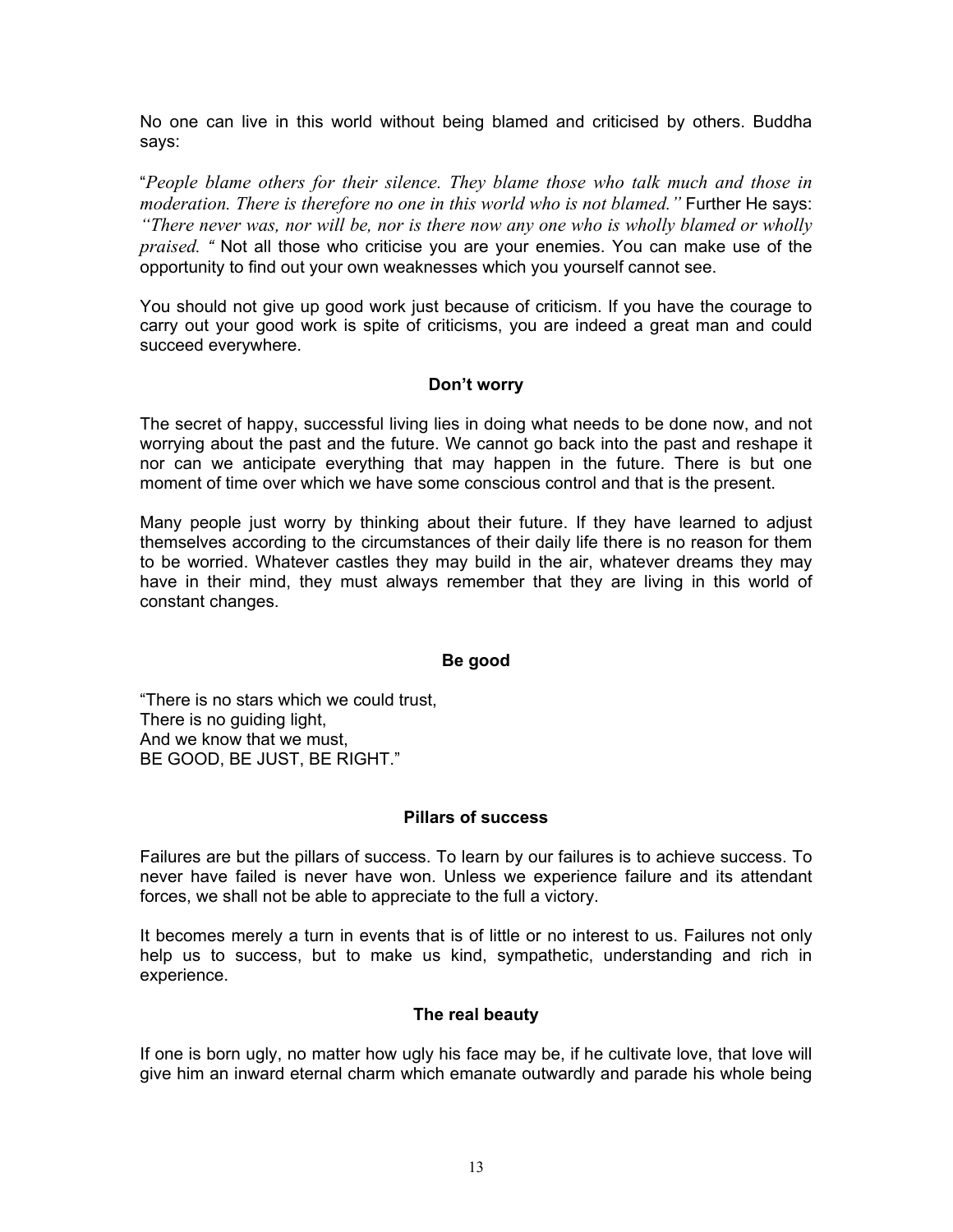No one can live in this world without being blamed and criticised by others. Buddha says:

"*People blame others for their silence. They blame those who talk much and those in moderation. There is therefore no one in this world who is not blamed."* Further He says: *"There never was, nor will be, nor is there now any one who is wholly blamed or wholly praised. "* Not all those who criticise you are your enemies. You can make use of the opportunity to find out your own weaknesses which you yourself cannot see.

You should not give up good work just because of criticism. If you have the courage to carry out your good work is spite of criticisms, you are indeed a great man and could succeed everywhere.

### Don't worry

The secret of happy, successful living lies in doing what needs to be done now, and not worrying about the past and the future. We cannot go back into the past and reshape it nor can we anticipate everything that may happen in the future. There is but one moment of time over which we have some conscious control and that is the present.

Many people just worry by thinking about their future. If they have learned to adjust themselves according to the circumstances of their daily life there is no reason for them to be worried. Whatever castles they may build in the air, whatever dreams they may have in their mind, they must always remember that they are living in this world of constant changes.

### Be good

"There is no stars which we could trust,  
There is no guiding light,  
And we know that we must,  
BE GOOD, BE JUST, BE RIGHT."

### Pillars of success

Failures are but the pillars of success. To learn by our failures is to achieve success. To never have failed is never have won. Unless we experience failure and its attendant forces, we shall not be able to appreciate to the full a victory.

It becomes merely a turn in events that is of little or no interest to us. Failures not only help us to success, but to make us kind, sympathetic, understanding and rich in experience.

### The real beauty

If one is born ugly, no matter how ugly his face may be, if he cultivate love, that love will give him an inward eternal charm which emanate outwardly and parade his whole being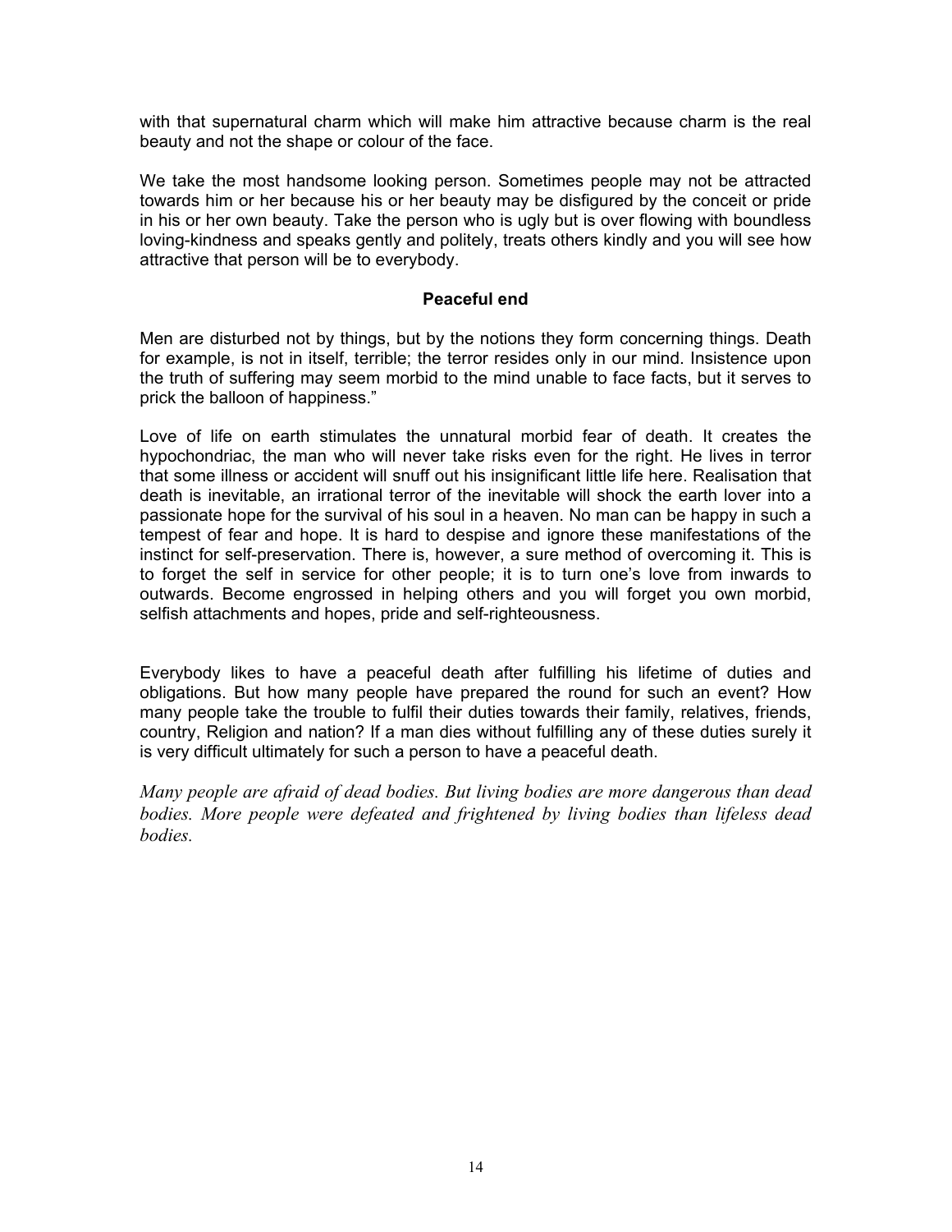with that supernatural charm which will make him attractive because charm is the real beauty and not the shape or colour of the face.

We take the most handsome looking person. Sometimes people may not be attracted towards him or her because his or her beauty may be disfigured by the conceit or pride in his or her own beauty. Take the person who is ugly but is over flowing with boundless loving-kindness and speaks gently and politely, treats others kindly and you will see how attractive that person will be to everybody.

### Peaceful end

Men are disturbed not by things, but by the notions they form concerning things. Death for example, is not in itself, terrible; the terror resides only in our mind. Insistence upon the truth of suffering may seem morbid to the mind unable to face facts, but it serves to prick the balloon of happiness."

Love of life on earth stimulates the unnatural morbid fear of death. It creates the hypochondriac, the man who will never take risks even for the right. He lives in terror that some illness or accident will snuff out his insignificant little life here. Realisation that death is inevitable, an irrational terror of the inevitable will shock the earth lover into a passionate hope for the survival of his soul in a heaven. No man can be happy in such a tempest of fear and hope. It is hard to despise and ignore these manifestations of the instinct for self-preservation. There is, however, a sure method of overcoming it. This is to forget the self in service for other people; it is to turn one's love from inwards to outwards. Become engrossed in helping others and you will forget you own morbid, selfish attachments and hopes, pride and self-righteousness.

Everybody likes to have a peaceful death after fulfilling his lifetime of duties and obligations. But how many people have prepared the round for such an event? How many people take the trouble to fulfil their duties towards their family, relatives, friends, country, Religion and nation? If a man dies without fulfilling any of these duties surely it is very difficult ultimately for such a person to have a peaceful death.

*Many people are afraid of dead bodies. But living bodies are more dangerous than dead bodies. More people were defeated and frightened by living bodies than lifeless dead bodies.*